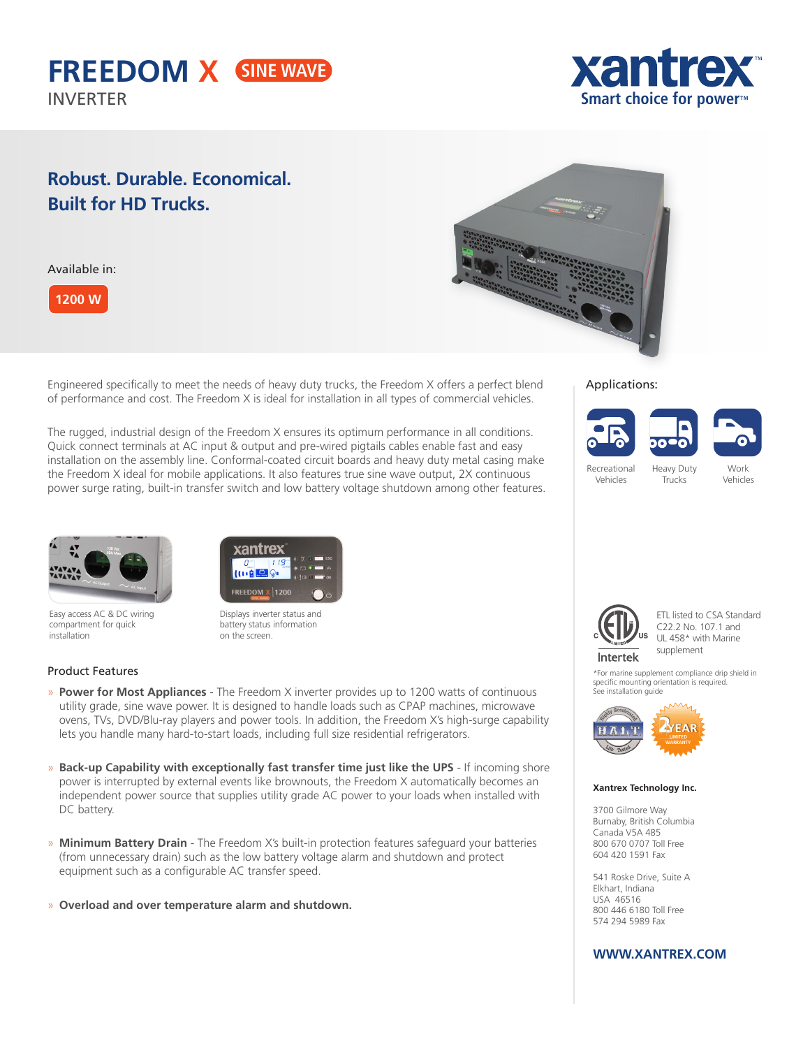# FREEDOM X SINE WAVE

INVERTER

xantrex
Smart choice for power™

## Robust. Durable. Economical. Built for HD Trucks.

Available in:

1200 W

Engineered specifically to meet the needs of heavy duty trucks, the Freedom X offers a perfect blend of performance and cost. The Freedom X is ideal for installation in all types of commercial vehicles.

The rugged, industrial design of the Freedom X ensures its optimum performance in all conditions. Quick connect terminals at AC input & output and pre-wired pigtails cables enable fast and easy installation on the assembly line. Conformal-coated circuit boards and heavy duty metal casing make the Freedom X ideal for mobile applications. It also features true sine wave output, 2X continuous power surge rating, built-in transfer switch and low battery voltage shutdown among other features.

Easy access AC & DC wiring compartment for quick installation

Displays inverter status and battery status information on the screen.

### Product Features

- **Power for Most Appliances** - The Freedom X inverter provides up to 1200 watts of continuous utility grade, sine wave power. It is designed to handle loads such as CPAP machines, microwave ovens, TVs, DVD/Blu-ray players and power tools. In addition, the Freedom X's high-surge capability lets you handle many hard-to-start loads, including full size residential refrigerators.
- **Back-up Capability with exceptionally fast transfer time just like the UPS** - If incoming shore power is interrupted by external events like brownouts, the Freedom X automatically becomes an independent power source that supplies utility grade AC power to your loads when installed with DC battery.
- **Minimum Battery Drain** - The Freedom X's built-in protection features safeguard your batteries (from unnecessary drain) such as the low battery voltage alarm and shutdown and protect equipment such as a configurable AC transfer speed.
- **Overload and over temperature alarm and shutdown.**

Applications:

Recreational Vehicles | Heavy Duty Trucks | Work Vehicles

ETL listed to CSA Standard C22.2 No. 107.1 and UL 458* with Marine supplement

*For marine supplement compliance drip shield in specific mounting orientation is required. See installation guide

**Xantrex Technology Inc.**

3700 Gilmore Way
Burnaby, British Columbia
Canada V5A 4B5
800 670 0707 Toll Free
604 420 1591 Fax

541 Roske Drive, Suite A
Elkhart, Indiana
USA 46516
800 446 6180 Toll Free
574 294 5989 Fax

**WWW.XANTREX.COM**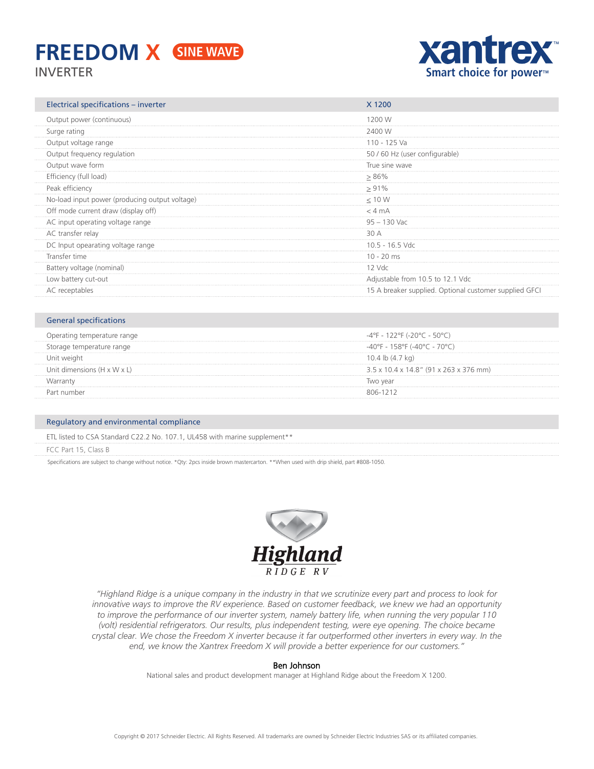# FREEDOM X SINE WAVE

## INVERTER

xantrex Smart choice for power™

| Electrical specifications – inverter | X 1200 |
|---|---|
| Output power (continuous) | 1200 W |
| Surge rating | 2400 W |
| Output voltage range | 110 - 125 Va |
| Output frequency regulation | 50 / 60 Hz (user configurable) |
| Output wave form | True sine wave |
| Efficiency (full load) | ≥ 86% |
| Peak efficiency | ≥ 91% |
| No-load input power (producing output voltage) | ≤ 10 W |
| Off mode current draw (display off) | < 4 mA |
| AC input operating voltage range | 95 – 130 Vac |
| AC transfer relay | 30 A |
| DC Input opearating voltage range | 10.5 - 16.5 Vdc |
| Transfer time | 10 - 20 ms |
| Battery voltage (nominal) | 12 Vdc |
| Low battery cut-out | Adjustable from 10.5 to 12.1 Vdc |
| AC receptables | 15 A breaker supplied. Optional customer supplied GFCI |

| General specifications | |
|---|---|
| Operating temperature range | -4°F - 122°F (-20°C - 50°C) |
| Storage temperature range | -40°F - 158°F (-40°C - 70°C) |
| Unit weight | 10.4 lb (4.7 kg) |
| Unit dimensions (H x W x L) | 3.5 x 10.4 x 14.8" (91 x 263 x 376 mm) |
| Warranty | Two year |
| Part number | 806-1212 |

| Regulatory and environmental compliance |
|---|
| ETL listed to CSA Standard C22.2 No. 107.1, UL458 with marine supplement** |
| FCC Part 15, Class B |

Specifications are subject to change without notice. *Qty: 2pcs inside brown mastercarton. **When used with drip shield, part #808-1050.

Highland RIDGE RV

*"Highland Ridge is a unique company in the industry in that we scrutinize every part and process to look for innovative ways to improve the RV experience. Based on customer feedback, we knew we had an opportunity to improve the performance of our inverter system, namely battery life, when running the very popular 110 (volt) residential refrigerators. Our results, plus independent testing, were eye opening. The choice became crystal clear. We chose the Freedom X inverter because it far outperformed other inverters in every way. In the end, we know the Xantrex Freedom X will provide a better experience for our customers."*

Ben Johnson

National sales and product development manager at Highland Ridge about the Freedom X 1200.

Copyright © 2017 Schneider Electric. All Rights Reserved. All trademarks are owned by Schneider Electric Industries SAS or its affiliated companies.